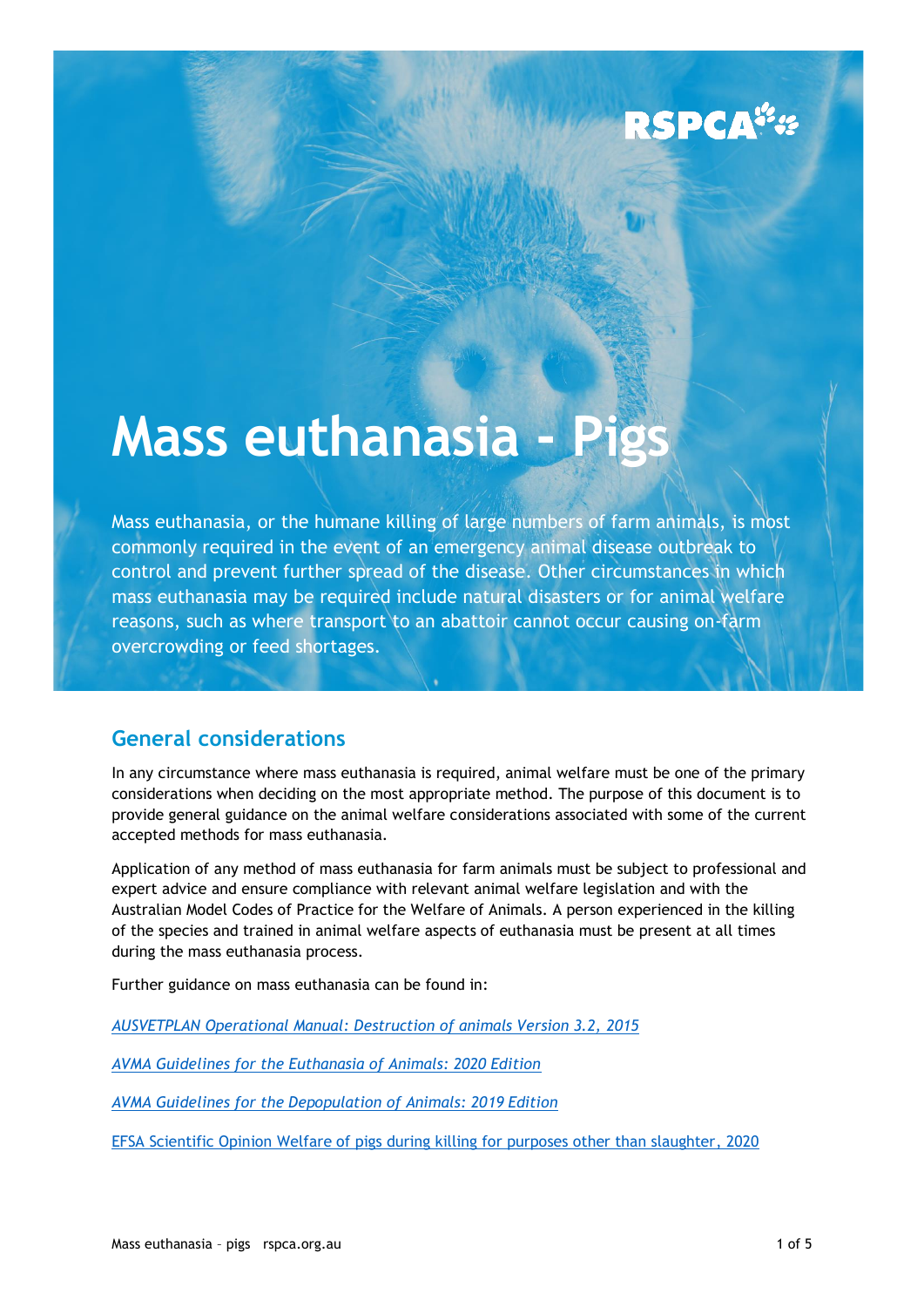# Mass euthanasia - Pigs

Mass euthanasia, or the humane killing of large numbers of farm animals, is most commonly required in the event of an emergency animal disease outbreak to control and prevent further spread of the disease. Other circumstances in which mass euthanasia may be required include natural disasters or for animal welfare reasons, such as where transport to an abattoir cannot occur causing on-farm overcrowding or feed shortages.

## General considerations

In any circumstance where mass euthanasia is required, animal welfare must be one of the primary considerations when deciding on the most appropriate method. The purpose of this document is to provide general guidance on the animal welfare considerations associated with some of the current accepted methods for mass euthanasia.

Application of any method of mass euthanasia for farm animals must be subject to professional and expert advice and ensure compliance with relevant animal welfare legislation and with the Australian Model Codes of Practice for the Welfare of Animals. A person experienced in the killing of the species and trained in animal welfare aspects of euthanasia must be present at all times during the mass euthanasia process.

Further guidance on mass euthanasia can be found in:

*AUSVETPLAN Operational Manual: Destruction of animals Version 3.2, 2015*

*AVMA Guidelines for the Euthanasia of Animals: 2020 Edition*

*AVMA Guidelines for the Depopulation of Animals: 2019 Edition*

EFSA Scientific Opinion Welfare of pigs during killing for purposes other than slaughter, 2020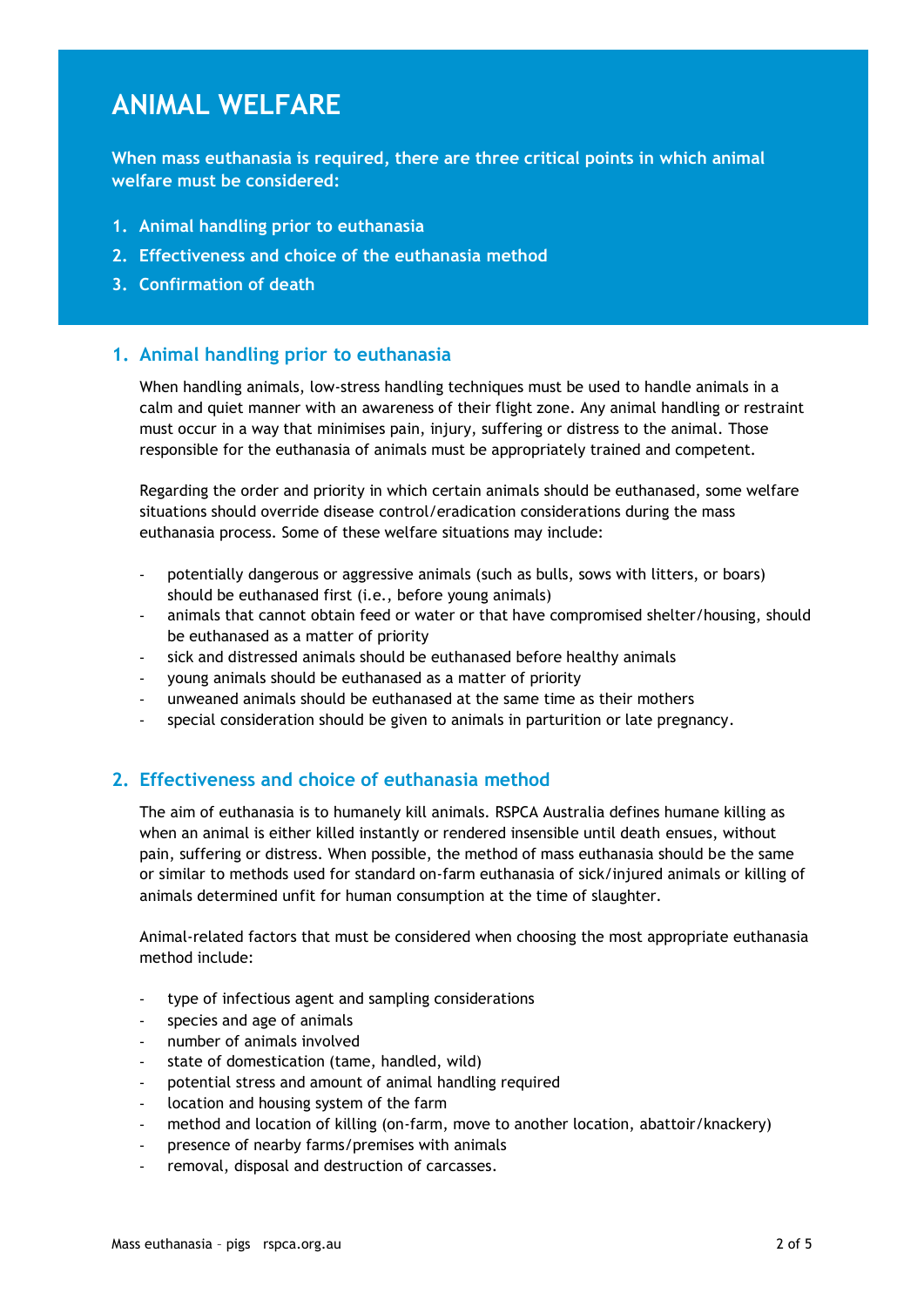# ANIMAL WELFARE

**When mass euthanasia is required, there are three critical points in which animal welfare must be considered:**

1. **Animal handling prior to euthanasia**
2. **Effectiveness and choice of the euthanasia method**
3. **Confirmation of death**

## 1. Animal handling prior to euthanasia

When handling animals, low-stress handling techniques must be used to handle animals in a calm and quiet manner with an awareness of their flight zone. Any animal handling or restraint must occur in a way that minimises pain, injury, suffering or distress to the animal. Those responsible for the euthanasia of animals must be appropriately trained and competent.

Regarding the order and priority in which certain animals should be euthanased, some welfare situations should override disease control/eradication considerations during the mass euthanasia process. Some of these welfare situations may include:

- potentially dangerous or aggressive animals (such as bulls, sows with litters, or boars) should be euthanased first (i.e., before young animals)
- animals that cannot obtain feed or water or that have compromised shelter/housing, should be euthanased as a matter of priority
- sick and distressed animals should be euthanased before healthy animals
- young animals should be euthanased as a matter of priority
- unweaned animals should be euthanased at the same time as their mothers
- special consideration should be given to animals in parturition or late pregnancy.

## 2. Effectiveness and choice of euthanasia method

The aim of euthanasia is to humanely kill animals. RSPCA Australia defines humane killing as when an animal is either killed instantly or rendered insensible until death ensues, without pain, suffering or distress. When possible, the method of mass euthanasia should be the same or similar to methods used for standard on-farm euthanasia of sick/injured animals or killing of animals determined unfit for human consumption at the time of slaughter.

Animal-related factors that must be considered when choosing the most appropriate euthanasia method include:

- type of infectious agent and sampling considerations
- species and age of animals
- number of animals involved
- state of domestication (tame, handled, wild)
- potential stress and amount of animal handling required
- location and housing system of the farm
- method and location of killing (on-farm, move to another location, abattoir/knackery)
- presence of nearby farms/premises with animals
- removal, disposal and destruction of carcasses.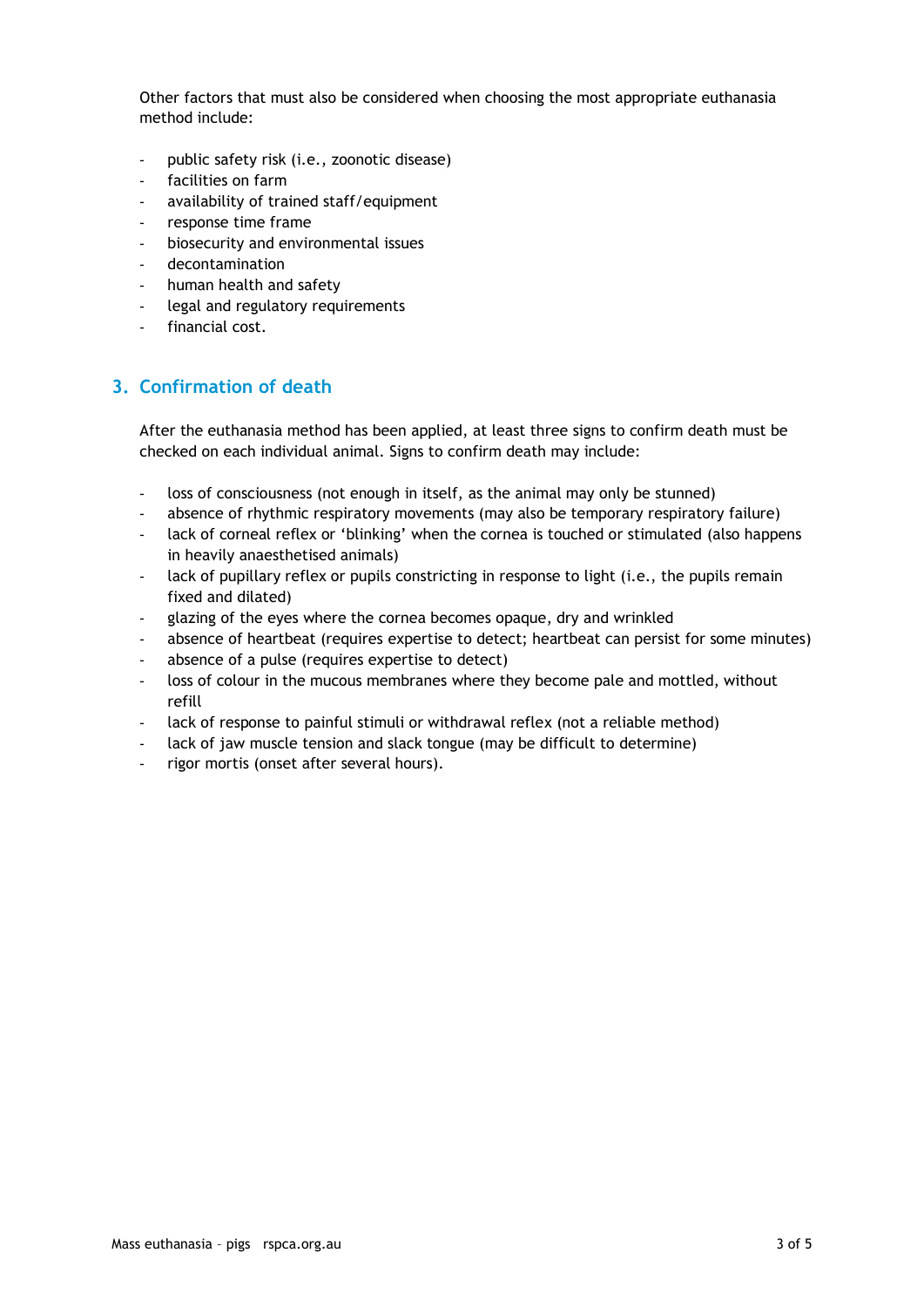Other factors that must also be considered when choosing the most appropriate euthanasia method include:

- public safety risk (i.e., zoonotic disease)
- facilities on farm
- availability of trained staff/equipment
- response time frame
- biosecurity and environmental issues
- decontamination
- human health and safety
- legal and regulatory requirements
- financial cost.

## 3. Confirmation of death

After the euthanasia method has been applied, at least three signs to confirm death must be checked on each individual animal. Signs to confirm death may include:

- loss of consciousness (not enough in itself, as the animal may only be stunned)
- absence of rhythmic respiratory movements (may also be temporary respiratory failure)
- lack of corneal reflex or 'blinking' when the cornea is touched or stimulated (also happens in heavily anaesthetised animals)
- lack of pupillary reflex or pupils constricting in response to light (i.e., the pupils remain fixed and dilated)
- glazing of the eyes where the cornea becomes opaque, dry and wrinkled
- absence of heartbeat (requires expertise to detect; heartbeat can persist for some minutes)
- absence of a pulse (requires expertise to detect)
- loss of colour in the mucous membranes where they become pale and mottled, without refill
- lack of response to painful stimuli or withdrawal reflex (not a reliable method)
- lack of jaw muscle tension and slack tongue (may be difficult to determine)
- rigor mortis (onset after several hours).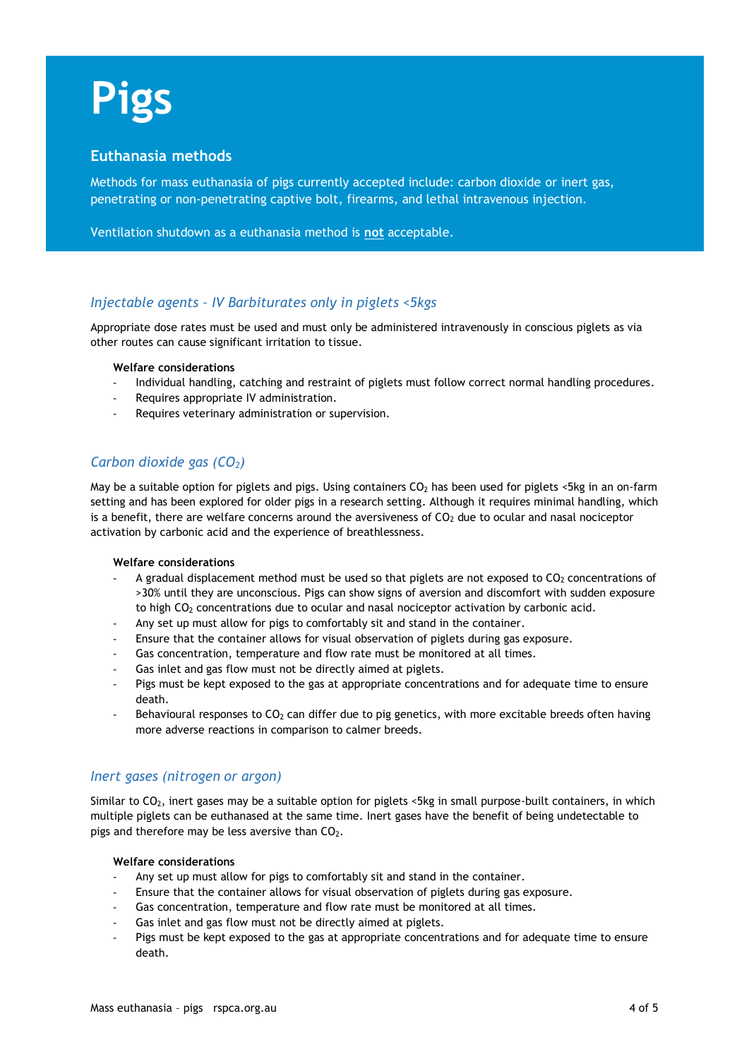# Pigs

## Euthanasia methods

Methods for mass euthanasia of pigs currently accepted include: carbon dioxide or inert gas, penetrating or non-penetrating captive bolt, firearms, and lethal intravenous injection.

Ventilation shutdown as a euthanasia method is **not** acceptable.

### *Injectable agents – IV Barbiturates only in piglets <5kgs*

Appropriate dose rates must be used and must only be administered intravenously in conscious piglets as via other routes can cause significant irritation to tissue.

**Welfare considerations**

- Individual handling, catching and restraint of piglets must follow correct normal handling procedures.
- Requires appropriate IV administration.
- Requires veterinary administration or supervision.

### *Carbon dioxide gas ($CO_2$)*

May be a suitable option for piglets and pigs. Using containers $CO_2$ has been used for piglets <5kg in an on-farm setting and has been explored for older pigs in a research setting. Although it requires minimal handling, which is a benefit, there are welfare concerns around the aversiveness of $CO_2$ due to ocular and nasal nociceptor activation by carbonic acid and the experience of breathlessness.

**Welfare considerations**

- A gradual displacement method must be used so that piglets are not exposed to $CO_2$ concentrations of >30% until they are unconscious. Pigs can show signs of aversion and discomfort with sudden exposure to high $CO_2$ concentrations due to ocular and nasal nociceptor activation by carbonic acid.
- Any set up must allow for pigs to comfortably sit and stand in the container.
- Ensure that the container allows for visual observation of piglets during gas exposure.
- Gas concentration, temperature and flow rate must be monitored at all times.
- Gas inlet and gas flow must not be directly aimed at piglets.
- Pigs must be kept exposed to the gas at appropriate concentrations and for adequate time to ensure death.
- Behavioural responses to $CO_2$ can differ due to pig genetics, with more excitable breeds often having more adverse reactions in comparison to calmer breeds.

### *Inert gases (nitrogen or argon)*

Similar to $CO_2$, inert gases may be a suitable option for piglets <5kg in small purpose-built containers, in which multiple piglets can be euthanased at the same time. Inert gases have the benefit of being undetectable to pigs and therefore may be less aversive than $CO_2$.

**Welfare considerations**

- Any set up must allow for pigs to comfortably sit and stand in the container.
- Ensure that the container allows for visual observation of piglets during gas exposure.
- Gas concentration, temperature and flow rate must be monitored at all times.
- Gas inlet and gas flow must not be directly aimed at piglets.
- Pigs must be kept exposed to the gas at appropriate concentrations and for adequate time to ensure death.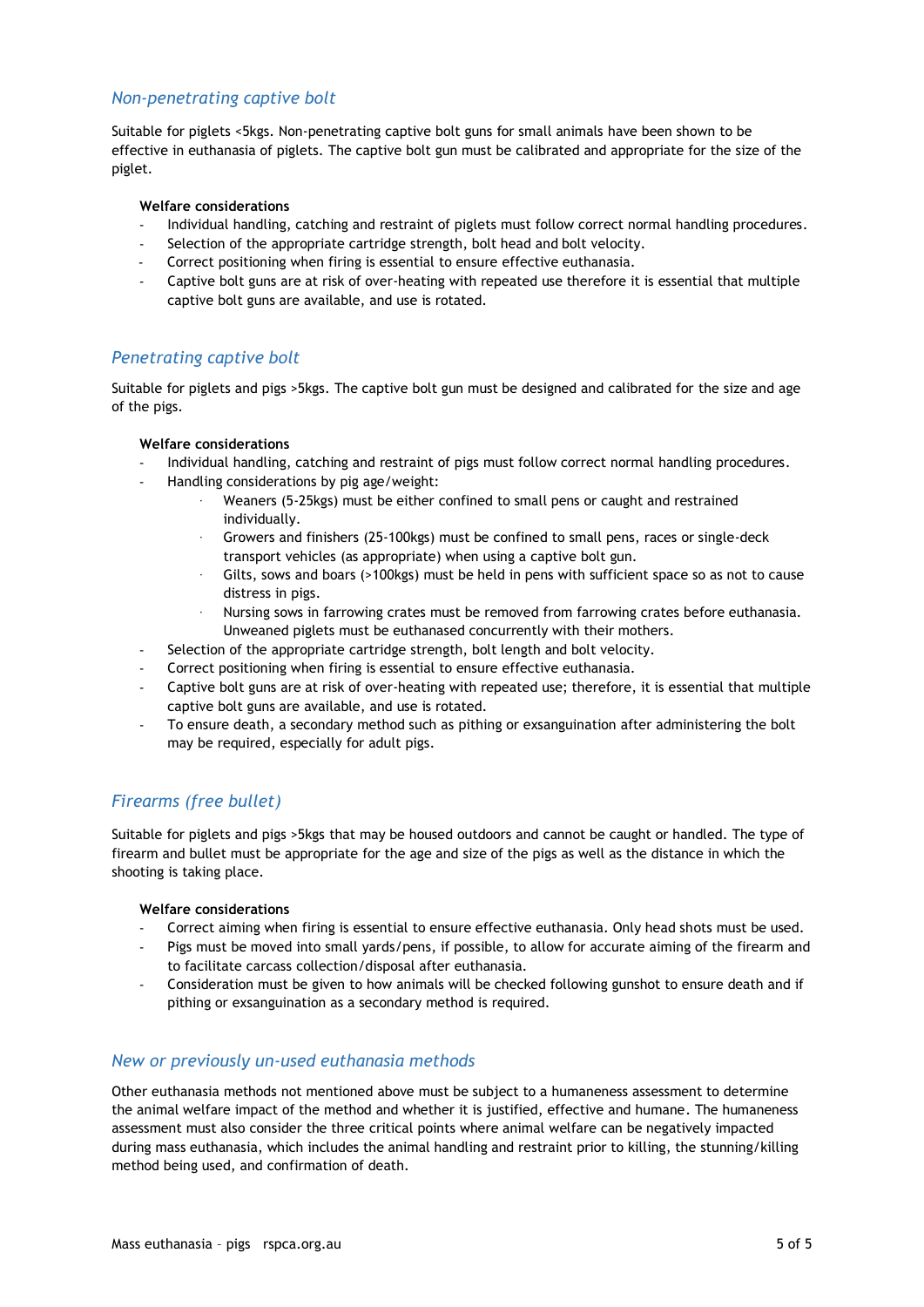### *Non-penetrating captive bolt*

Suitable for piglets <5kgs. Non-penetrating captive bolt guns for small animals have been shown to be effective in euthanasia of piglets. The captive bolt gun must be calibrated and appropriate for the size of the piglet.

**Welfare considerations**

- Individual handling, catching and restraint of piglets must follow correct normal handling procedures.
- Selection of the appropriate cartridge strength, bolt head and bolt velocity.
- Correct positioning when firing is essential to ensure effective euthanasia.
- Captive bolt guns are at risk of over-heating with repeated use therefore it is essential that multiple captive bolt guns are available, and use is rotated.

### *Penetrating captive bolt*

Suitable for piglets and pigs >5kgs. The captive bolt gun must be designed and calibrated for the size and age of the pigs.

**Welfare considerations**

- Individual handling, catching and restraint of pigs must follow correct normal handling procedures.
- Handling considerations by pig age/weight:
  - Weaners (5-25kgs) must be either confined to small pens or caught and restrained individually.
  - Growers and finishers (25-100kgs) must be confined to small pens, races or single-deck transport vehicles (as appropriate) when using a captive bolt gun.
  - Gilts, sows and boars (>100kgs) must be held in pens with sufficient space so as not to cause distress in pigs.
  - Nursing sows in farrowing crates must be removed from farrowing crates before euthanasia. Unweaned piglets must be euthanased concurrently with their mothers.
- Selection of the appropriate cartridge strength, bolt length and bolt velocity.
- Correct positioning when firing is essential to ensure effective euthanasia.
- Captive bolt guns are at risk of over-heating with repeated use; therefore, it is essential that multiple captive bolt guns are available, and use is rotated.
- To ensure death, a secondary method such as pithing or exsanguination after administering the bolt may be required, especially for adult pigs.

### *Firearms (free bullet)*

Suitable for piglets and pigs >5kgs that may be housed outdoors and cannot be caught or handled. The type of firearm and bullet must be appropriate for the age and size of the pigs as well as the distance in which the shooting is taking place.

**Welfare considerations**

- Correct aiming when firing is essential to ensure effective euthanasia. Only head shots must be used.
- Pigs must be moved into small yards/pens, if possible, to allow for accurate aiming of the firearm and to facilitate carcass collection/disposal after euthanasia.
- Consideration must be given to how animals will be checked following gunshot to ensure death and if pithing or exsanguination as a secondary method is required.

### *New or previously un-used euthanasia methods*

Other euthanasia methods not mentioned above must be subject to a humaneness assessment to determine the animal welfare impact of the method and whether it is justified, effective and humane. The humaneness assessment must also consider the three critical points where animal welfare can be negatively impacted during mass euthanasia, which includes the animal handling and restraint prior to killing, the stunning/killing method being used, and confirmation of death.